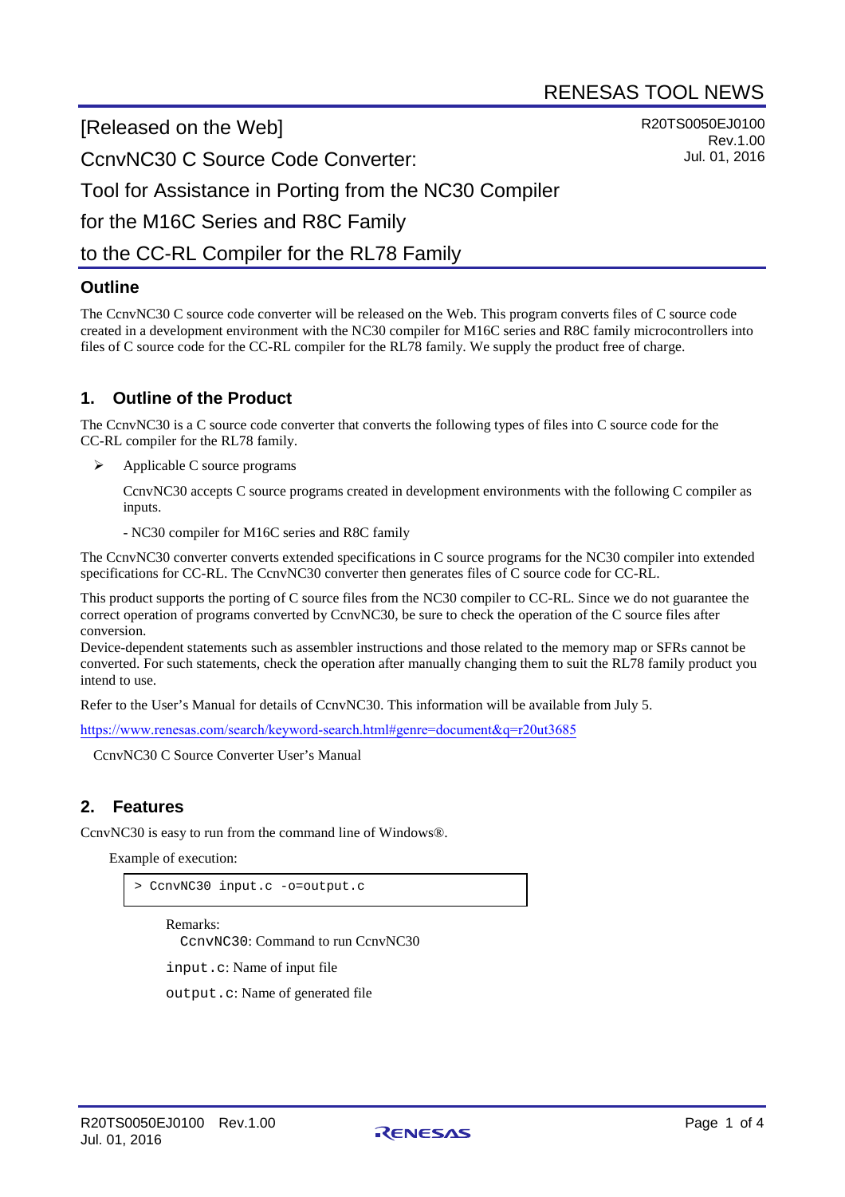RENESAS TOOL NEWS

R20TS0050EJ0100
Rev.1.00
Jul. 01, 2016

# [Released on the Web] CcnvNC30 C Source Code Converter: Tool for Assistance in Porting from the NC30 Compiler for the M16C Series and R8C Family to the CC-RL Compiler for the RL78 Family

## Outline

The CcnvNC30 C source code converter will be released on the Web. This program converts files of C source code created in a development environment with the NC30 compiler for M16C series and R8C family microcontrollers into files of C source code for the CC-RL compiler for the RL78 family. We supply the product free of charge.

## 1. Outline of the Product

The CcnvNC30 is a C source code converter that converts the following types of files into C source code for the CC-RL compiler for the RL78 family.

- Applicable C source programs

  CcnvNC30 accepts C source programs created in development environments with the following C compiler as inputs.

  - NC30 compiler for M16C series and R8C family

The CcnvNC30 converter converts extended specifications in C source programs for the NC30 compiler into extended specifications for CC-RL. The CcnvNC30 converter then generates files of C source code for CC-RL.

This product supports the porting of C source files from the NC30 compiler to CC-RL. Since we do not guarantee the correct operation of programs converted by CcnvNC30, be sure to check the operation of the C source files after conversion.
Device-dependent statements such as assembler instructions and those related to the memory map or SFRs cannot be converted. For such statements, check the operation after manually changing them to suit the RL78 family product you intend to use.

Refer to the User's Manual for details of CcnvNC30. This information will be available from July 5.

https://www.renesas.com/search/keyword-search.html#genre=document&q=r20ut3685

CcnvNC30 C Source Converter User's Manual

## 2. Features

CcnvNC30 is easy to run from the command line of Windows®.

Example of execution:

```
> CcnvNC30 input.c -o=output.c
```

Remarks:
`CcnvNC30`: Command to run CcnvNC30

`input.c`: Name of input file

`output.c`: Name of generated file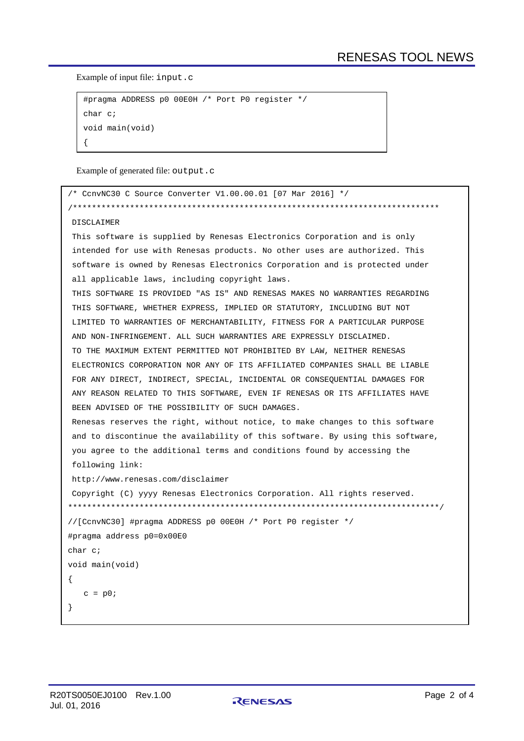Example of input file: `input.c`

```
#pragma ADDRESS p0 00E0H /* Port P0 register */
char c;
void main(void)
{
```

Example of generated file: `output.c`

```
/* CcnvNC30 C Source Converter V1.00.00.01 [07 Mar 2016] */
/*******************************************************************************
 DISCLAIMER
 This software is supplied by Renesas Electronics Corporation and is only
 intended for use with Renesas products. No other uses are authorized. This
 software is owned by Renesas Electronics Corporation and is protected under
 all applicable laws, including copyright laws.
 THIS SOFTWARE IS PROVIDED "AS IS" AND RENESAS MAKES NO WARRANTIES REGARDING
 THIS SOFTWARE, WHETHER EXPRESS, IMPLIED OR STATUTORY, INCLUDING BUT NOT
 LIMITED TO WARRANTIES OF MERCHANTABILITY, FITNESS FOR A PARTICULAR PURPOSE
 AND NON-INFRINGEMENT. ALL SUCH WARRANTIES ARE EXPRESSLY DISCLAIMED.
 TO THE MAXIMUM EXTENT PERMITTED NOT PROHIBITED BY LAW, NEITHER RENESAS
 ELECTRONICS CORPORATION NOR ANY OF ITS AFFILIATED COMPANIES SHALL BE LIABLE
 FOR ANY DIRECT, INDIRECT, SPECIAL, INCIDENTAL OR CONSEQUENTIAL DAMAGES FOR
 ANY REASON RELATED TO THIS SOFTWARE, EVEN IF RENESAS OR ITS AFFILIATES HAVE
 BEEN ADVISED OF THE POSSIBILITY OF SUCH DAMAGES.
 Renesas reserves the right, without notice, to make changes to this software
 and to discontinue the availability of this software. By using this software,
 you agree to the additional terms and conditions found by accessing the
 following link:
 http://www.renesas.com/disclaimer
 Copyright (C) yyyy Renesas Electronics Corporation. All rights reserved.
*******************************************************************************/
//[CcnvNC30] #pragma ADDRESS p0 00E0H /* Port P0 register */
#pragma address p0=0x00E0
char c;
void main(void)
{
   c = p0;
}
```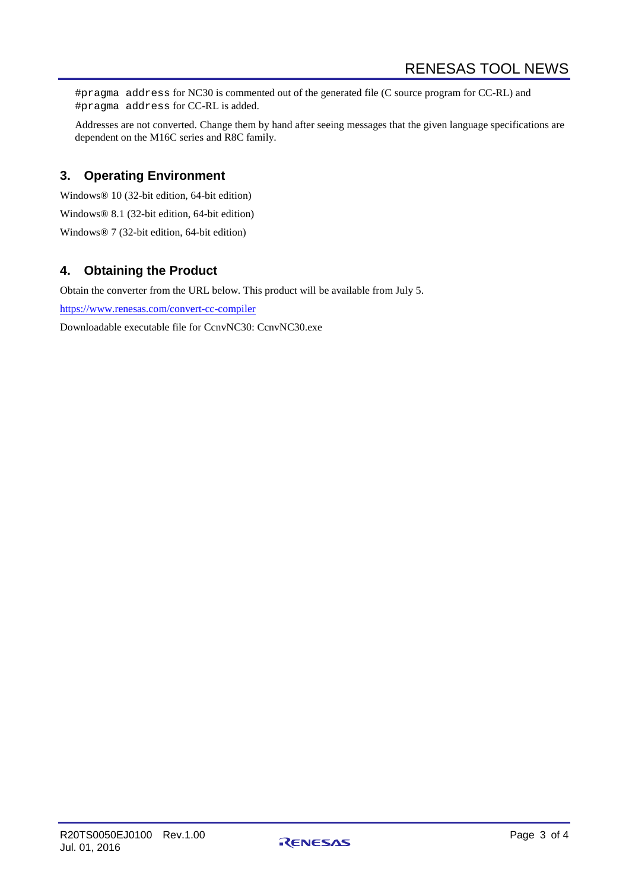`#pragma address` for NC30 is commented out of the generated file (C source program for CC-RL) and `#pragma address` for CC-RL is added.

Addresses are not converted. Change them by hand after seeing messages that the given language specifications are dependent on the M16C series and R8C family.

## 3. Operating Environment

Windows® 10 (32-bit edition, 64-bit edition)

Windows® 8.1 (32-bit edition, 64-bit edition)

Windows® 7 (32-bit edition, 64-bit edition)

## 4. Obtaining the Product

Obtain the converter from the URL below. This product will be available from July 5.

https://www.renesas.com/convert-cc-compiler

Downloadable executable file for CcnvNC30: CcnvNC30.exe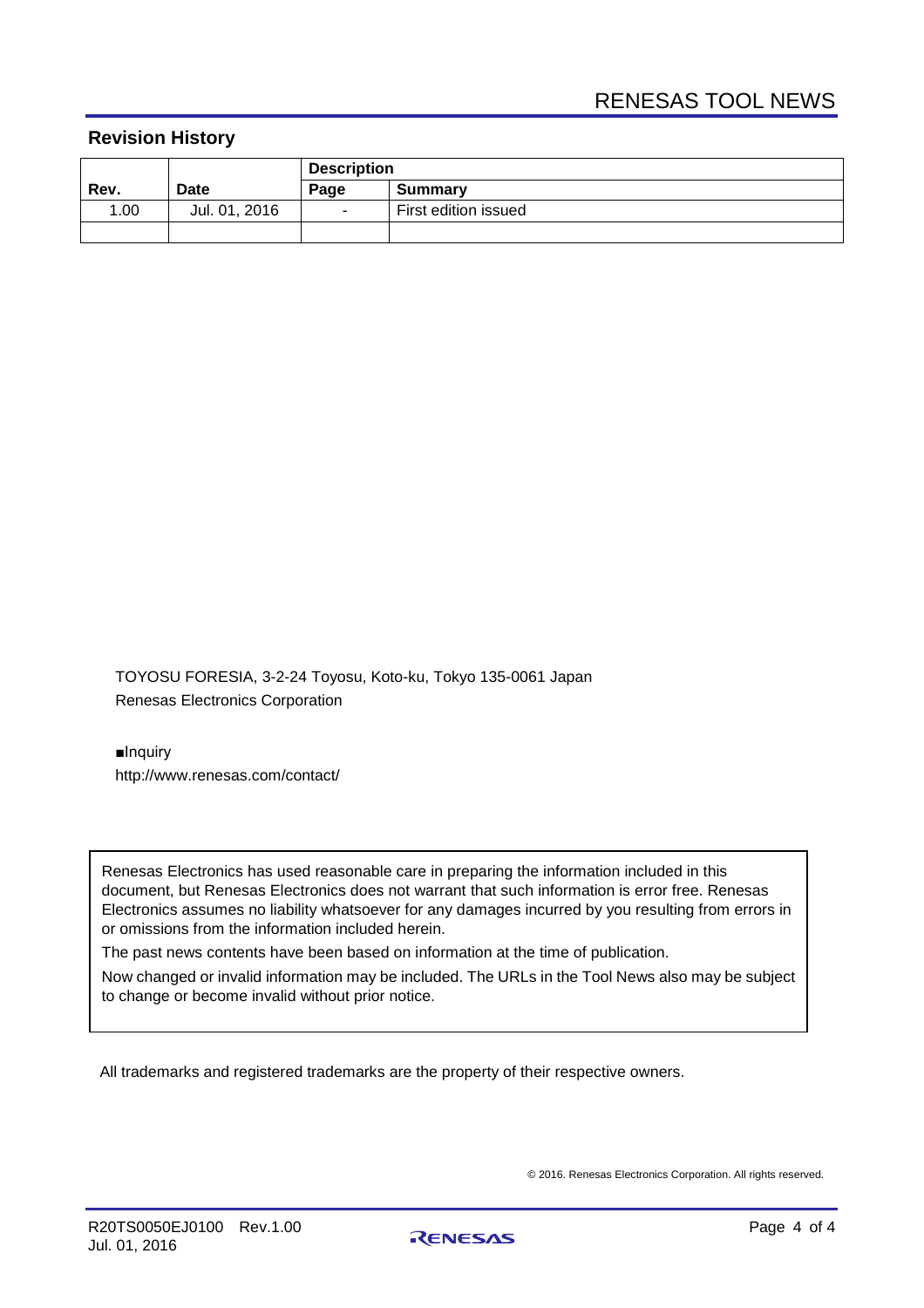## Revision History

| Rev. | Date | Description | |
|---|---|---|---|
| | | Page | Summary |
| 1.00 | Jul. 01, 2016 | - | First edition issued |
| | | | |

TOYOSU FORESIA, 3-2-24 Toyosu, Koto-ku, Tokyo 135-0061 Japan
Renesas Electronics Corporation

■Inquiry
http://www.renesas.com/contact/

Renesas Electronics has used reasonable care in preparing the information included in this document, but Renesas Electronics does not warrant that such information is error free. Renesas Electronics assumes no liability whatsoever for any damages incurred by you resulting from errors in or omissions from the information included herein.

The past news contents have been based on information at the time of publication.

Now changed or invalid information may be included. The URLs in the Tool News also may be subject to change or become invalid without prior notice.

All trademarks and registered trademarks are the property of their respective owners.

© 2016. Renesas Electronics Corporation. All rights reserved.